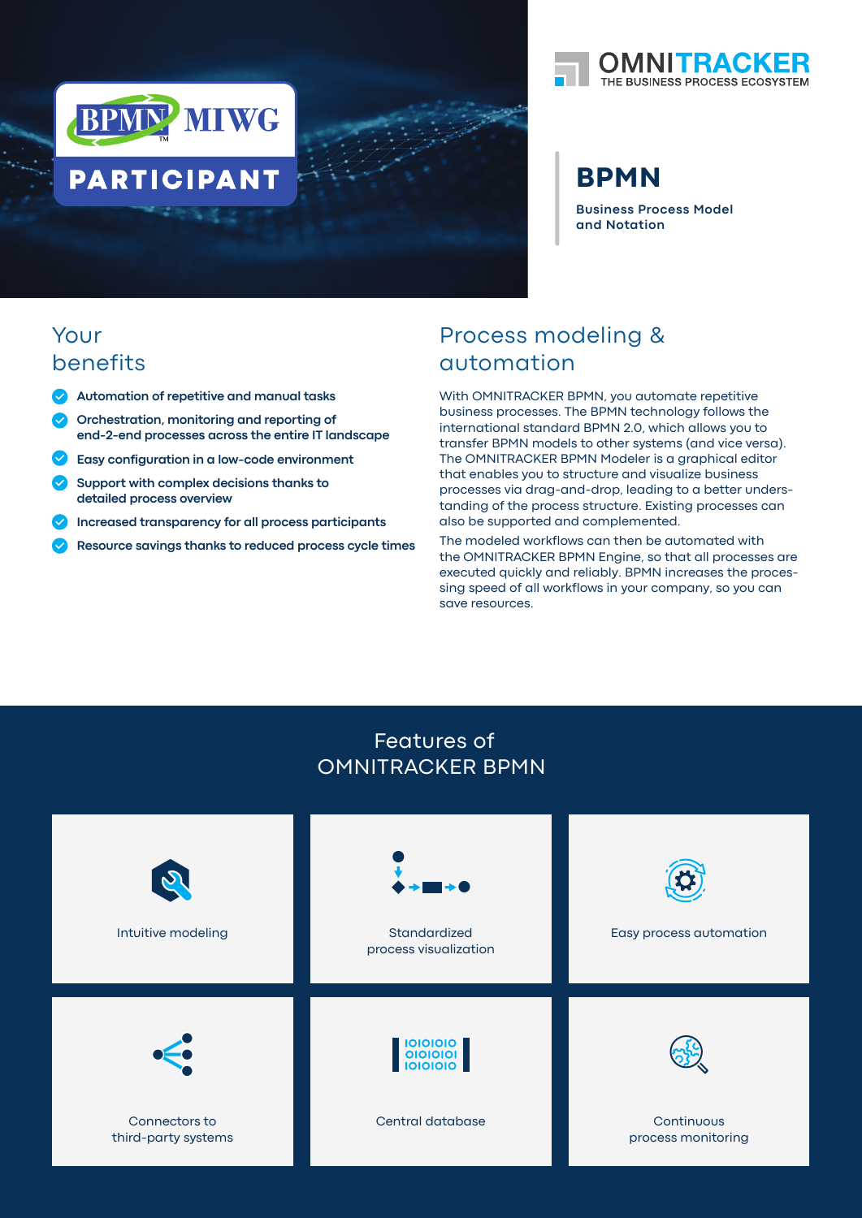BPMN MIWG

PARTICIPANT

OMNITRACKER
THE BUSINESS PROCESS ECOSYSTEM

# BPMN

**Business Process Model and Notation**

## Your benefits

- **Automation of repetitive and manual tasks**
- **Orchestration, monitoring and reporting of end-2-end processes across the entire IT landscape**
- **Easy configuration in a low-code environment**
- **Support with complex decisions thanks to detailed process overview**
- **Increased transparency for all process participants**
- **Resource savings thanks to reduced process cycle times**

## Process modeling & automation

With OMNITRACKER BPMN, you automate repetitive business processes. The BPMN technology follows the international standard BPMN 2.0, which allows you to transfer BPMN models to other systems (and vice versa). The OMNITRACKER BPMN Modeler is a graphical editor that enables you to structure and visualize business processes via drag-and-drop, leading to a better understanding of the process structure. Existing processes can also be supported and complemented.

The modeled workflows can then be automated with the OMNITRACKER BPMN Engine, so that all processes are executed quickly and reliably. BPMN increases the processing speed of all workflows in your company, so you can save resources.

## Features of OMNITRACKER BPMN

- Intuitive modeling
- Standardized process visualization
- Easy process automation
- Connectors to third-party systems
- Central database
- Continuous process monitoring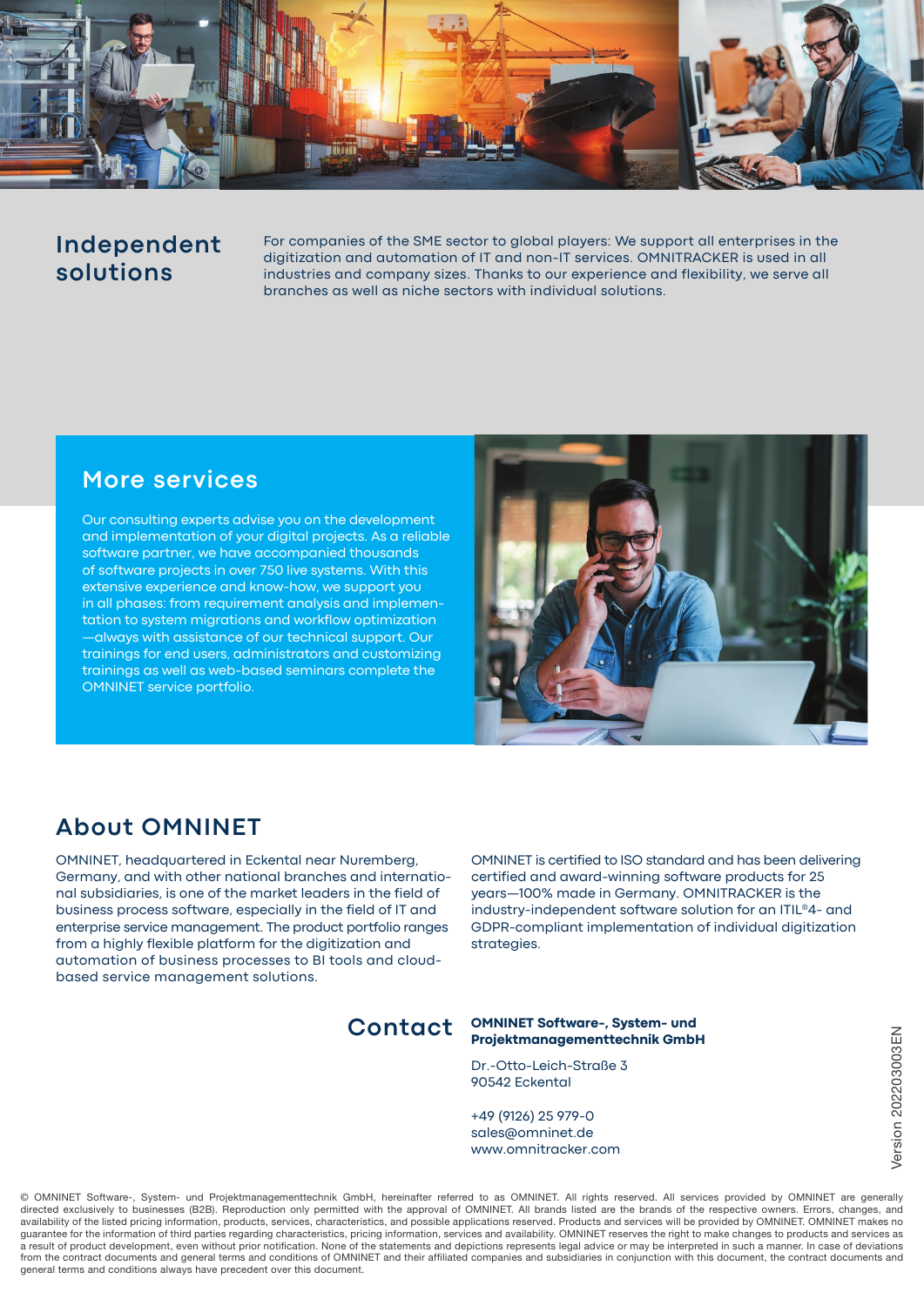## Independent solutions

For companies of the SME sector to global players: We support all enterprises in the digitization and automation of IT and non-IT services. OMNITRACKER is used in all industries and company sizes. Thanks to our experience and flexibility, we serve all branches as well as niche sectors with individual solutions.

## More services

Our consulting experts advise you on the development and implementation of your digital projects. As a reliable software partner, we have accompanied thousands of software projects in over 750 live systems. With this extensive experience and know-how, we support you in all phases: from requirement analysis and implementation to system migrations and workflow optimization—always with assistance of our technical support. Our trainings for end users, administrators and customizing trainings as well as web-based seminars complete the OMNINET service portfolio.

## About OMNINET

OMNINET, headquartered in Eckental near Nuremberg, Germany, and with other national branches and international subsidiaries, is one of the market leaders in the field of business process software, especially in the field of IT and enterprise service management. The product portfolio ranges from a highly flexible platform for the digitization and automation of business processes to BI tools and cloud-based service management solutions.

OMNINET is certified to ISO standard and has been delivering certified and award-winning software products for 25 years—100% made in Germany. OMNITRACKER is the industry-independent software solution for an ITIL®4- and GDPR-compliant implementation of individual digitization strategies.

## Contact

**OMNINET Software-, System- und Projektmanagementtechnik GmbH**

Dr.-Otto-Leich-Straße 3
90542 Eckental

+49 (9126) 25 979-0
sales@omninet.de
www.omnitracker.com

Version 202203003EN

© OMNINET Software-, System- und Projektmanagementtechnik GmbH, hereinafter referred to as OMNINET. All rights reserved. All services provided by OMNINET are generally directed exclusively to businesses (B2B). Reproduction only permitted with the approval of OMNINET. All brands listed are the brands of the respective owners. Errors, changes, and availability of the listed pricing information, products, services, characteristics, and possible applications reserved. Products and services will be provided by OMNINET. OMNINET makes no guarantee for the information of third parties regarding characteristics, pricing information, services and availability. OMNINET reserves the right to make changes to products and services as a result of product development, even without prior notification. None of the statements and depictions represents legal advice or may be interpreted in such a manner. In case of deviations from the contract documents and general terms and conditions of OMNINET and their affiliated companies and subsidiaries in conjunction with this document, the contract documents and general terms and conditions always have precedent over this document.